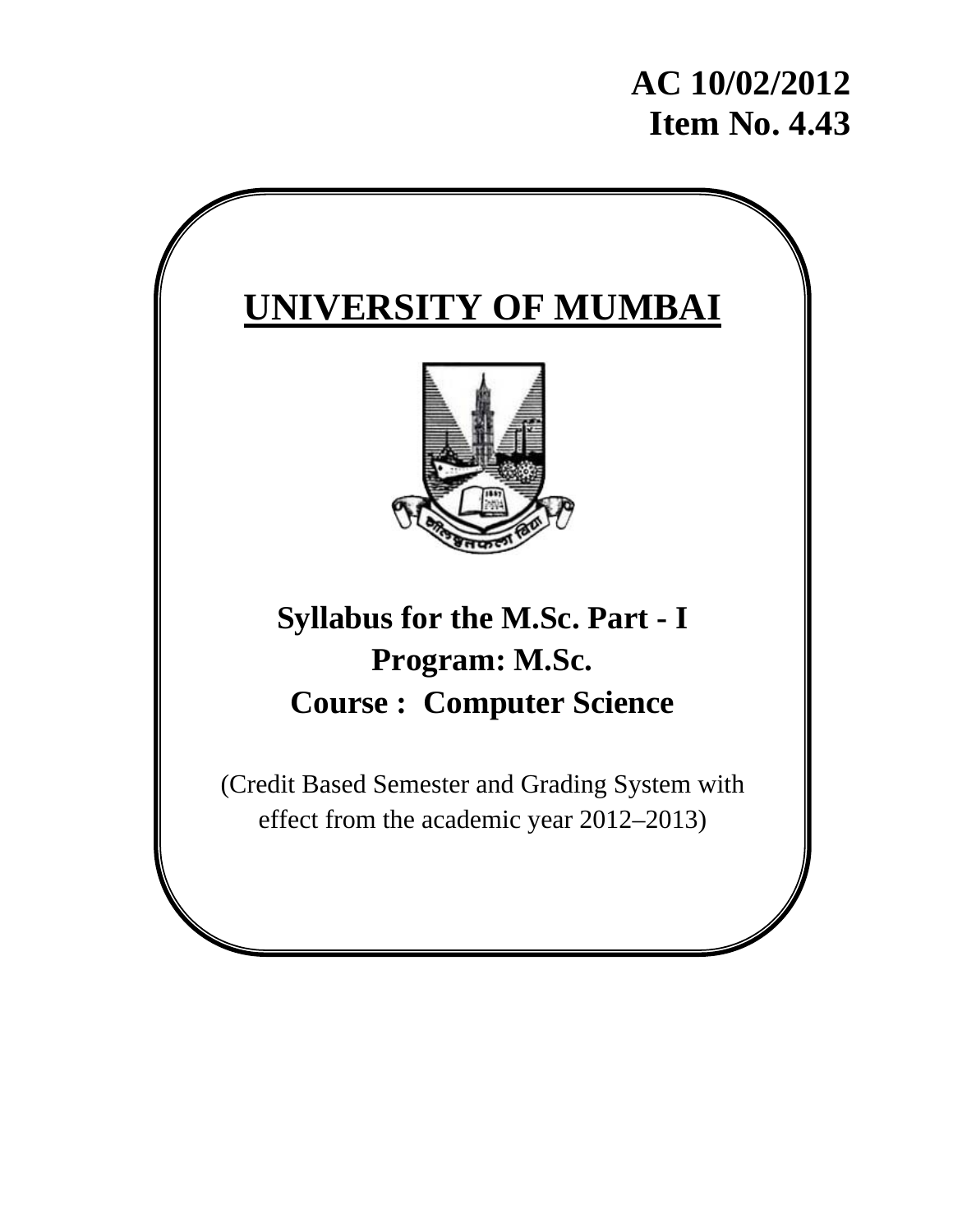**AC 10/02/2012**
**Item No. 4.43**

# UNIVERSITY OF MUMBAI

## Syllabus for the M.Sc. Part - I
## Program: M.Sc.
## Course : Computer Science

(Credit Based Semester and Grading System with effect from the academic year 2012–2013)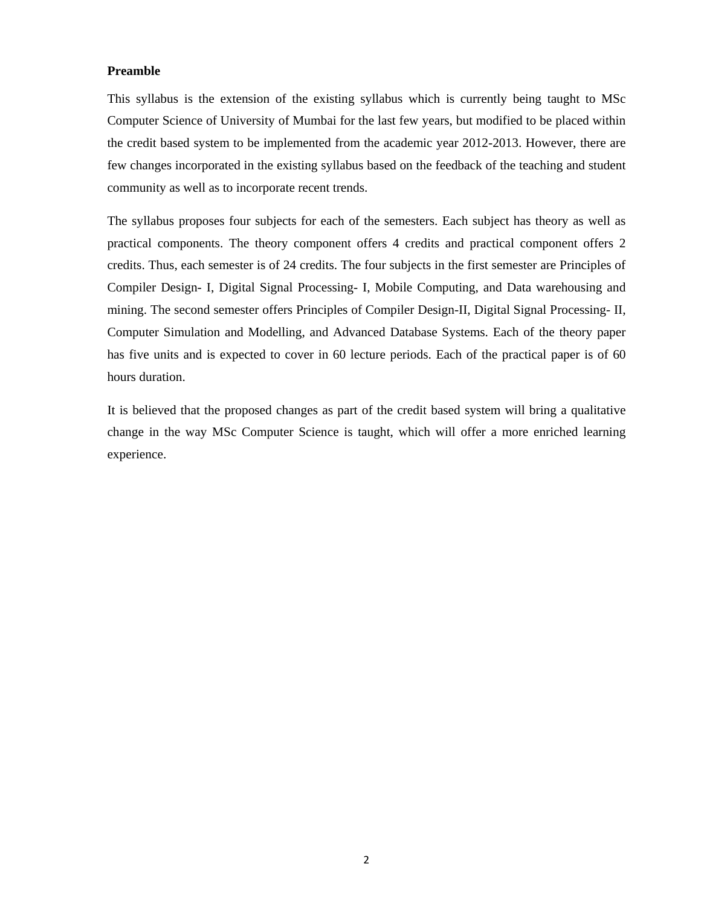**Preamble**

This syllabus is the extension of the existing syllabus which is currently being taught to MSc Computer Science of University of Mumbai for the last few years, but modified to be placed within the credit based system to be implemented from the academic year 2012-2013. However, there are few changes incorporated in the existing syllabus based on the feedback of the teaching and student community as well as to incorporate recent trends.

The syllabus proposes four subjects for each of the semesters. Each subject has theory as well as practical components. The theory component offers 4 credits and practical component offers 2 credits. Thus, each semester is of 24 credits. The four subjects in the first semester are Principles of Compiler Design- I, Digital Signal Processing- I, Mobile Computing, and Data warehousing and mining. The second semester offers Principles of Compiler Design-II, Digital Signal Processing- II, Computer Simulation and Modelling, and Advanced Database Systems. Each of the theory paper has five units and is expected to cover in 60 lecture periods. Each of the practical paper is of 60 hours duration.

It is believed that the proposed changes as part of the credit based system will bring a qualitative change in the way MSc Computer Science is taught, which will offer a more enriched learning experience.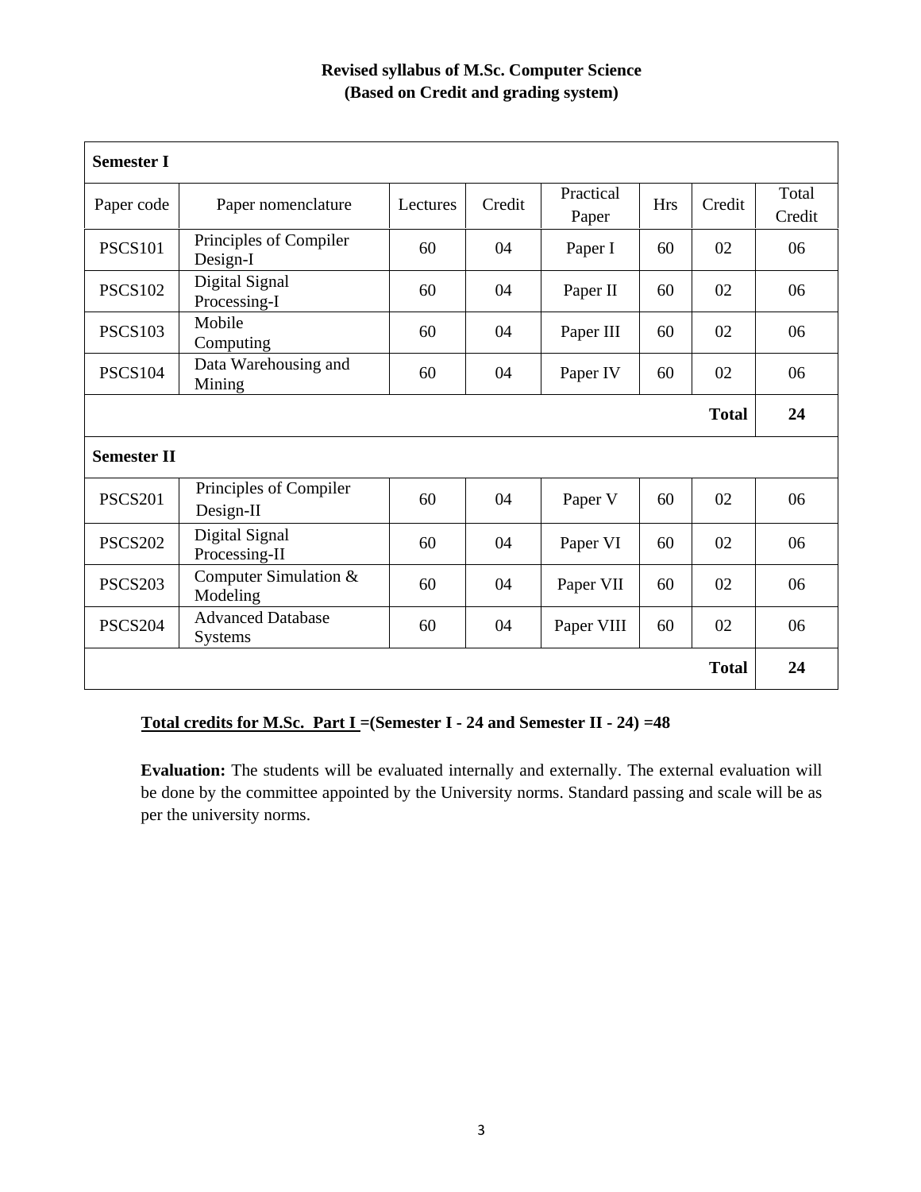**Revised syllabus of M.Sc. Computer Science**
**(Based on Credit and grading system)**

| **Semester I** | | | | | | | |
|---|---|---|---|---|---|---|---|
| Paper code | Paper nomenclature | Lectures | Credit | Practical Paper | Hrs | Credit | Total Credit |
| PSCS101 | Principles of Compiler Design-I | 60 | 04 | Paper I | 60 | 02 | 06 |
| PSCS102 | Digital Signal Processing-I | 60 | 04 | Paper II | 60 | 02 | 06 |
| PSCS103 | Mobile Computing | 60 | 04 | Paper III | 60 | 02 | 06 |
| PSCS104 | Data Warehousing and Mining | 60 | 04 | Paper IV | 60 | 02 | 06 |
| | | | | | | **Total** | **24** |
| **Semester II** | | | | | | | |
| PSCS201 | Principles of Compiler Design-II | 60 | 04 | Paper V | 60 | 02 | 06 |
| PSCS202 | Digital Signal Processing-II | 60 | 04 | Paper VI | 60 | 02 | 06 |
| PSCS203 | Computer Simulation & Modeling | 60 | 04 | Paper VII | 60 | 02 | 06 |
| PSCS204 | Advanced Database Systems | 60 | 04 | Paper VIII | 60 | 02 | 06 |
| | | | | | | **Total** | **24** |

**Total credits for M.Sc. Part I =(Semester I - 24 and Semester II - 24) =48**

**Evaluation:** The students will be evaluated internally and externally. The external evaluation will be done by the committee appointed by the University norms. Standard passing and scale will be as per the university norms.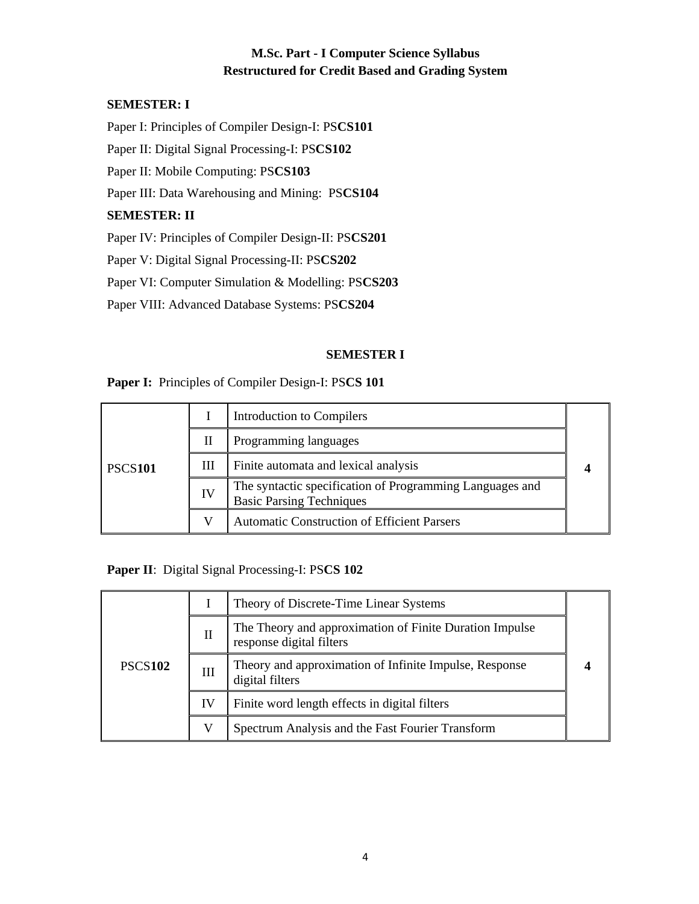**M.Sc. Part - I Computer Science Syllabus**
**Restructured for Credit Based and Grading System**

**SEMESTER: I**

Paper I: Principles of Compiler Design-I: PS**CS101**

Paper II: Digital Signal Processing-I: PS**CS102**

Paper II: Mobile Computing: PS**CS103**

Paper III: Data Warehousing and Mining: PS**CS104**

**SEMESTER: II**

Paper IV: Principles of Compiler Design-II: PS**CS201**

Paper V: Digital Signal Processing-II: PS**CS202**

Paper VI: Computer Simulation & Modelling: PS**CS203**

Paper VIII: Advanced Database Systems: PS**CS204**

**SEMESTER I**

**Paper I:** Principles of Compiler Design-I: PS**CS 101**

| | | | |
|---|---|---|---|
| PSCS**101** | I | Introduction to Compilers | **4** |
| | II | Programming languages | |
| | III | Finite automata and lexical analysis | |
| | IV | The syntactic specification of Programming Languages and Basic Parsing Techniques | |
| | V | Automatic Construction of Efficient Parsers | |

**Paper II**: Digital Signal Processing-I: PS**CS 102**

| | | | |
|---|---|---|---|
| PSCS**102** | I | Theory of Discrete-Time Linear Systems | **4** |
| | II | The Theory and approximation of Finite Duration Impulse response digital filters | |
| | III | Theory and approximation of Infinite Impulse, Response digital filters | |
| | IV | Finite word length effects in digital filters | |
| | V | Spectrum Analysis and the Fast Fourier Transform | |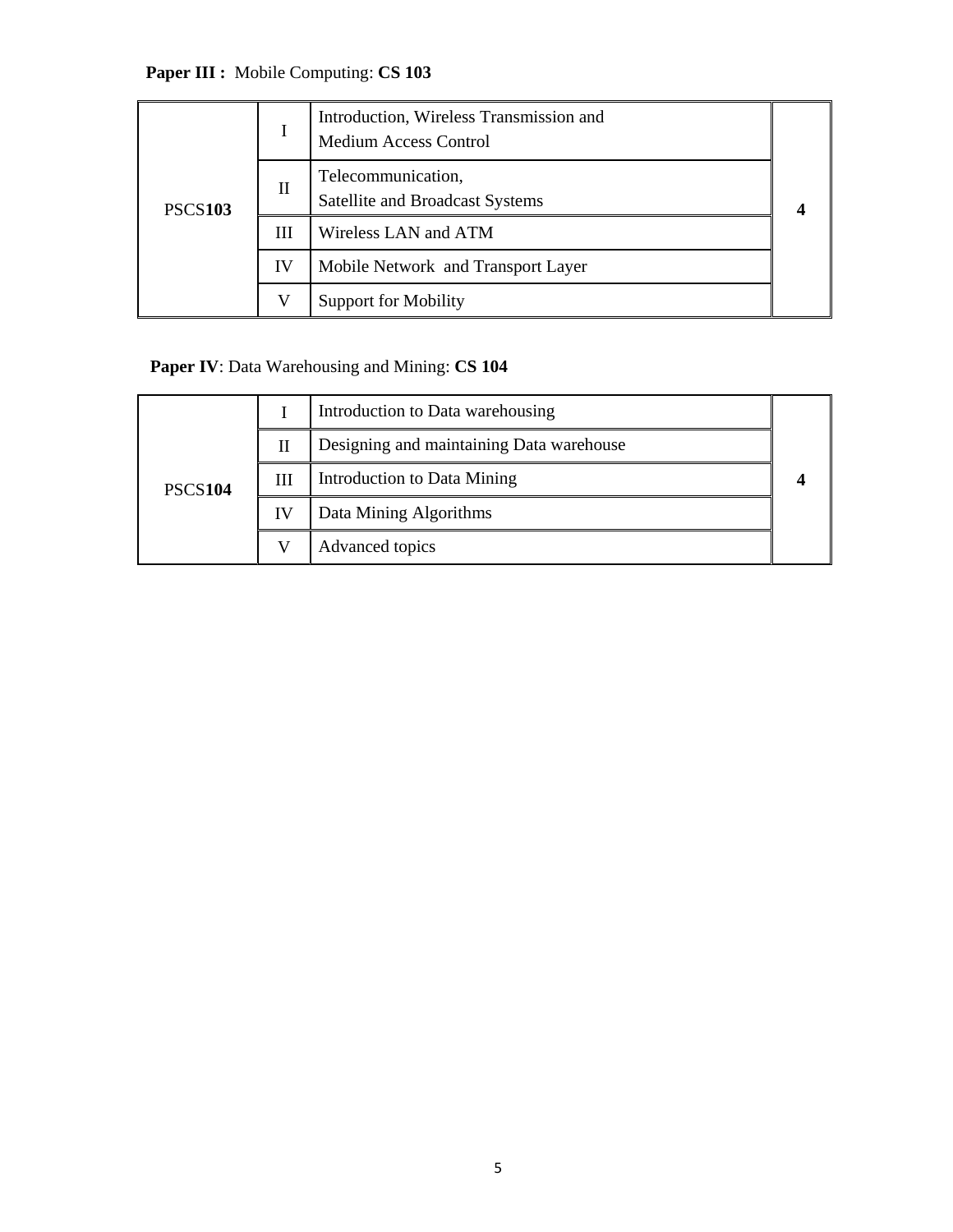**Paper III :** Mobile Computing: **CS 103**

| | | | |
|---|---|---|---|
| PSCS**103** | I | Introduction, Wireless Transmission and Medium Access Control | **4** |
| | II | Telecommunication, Satellite and Broadcast Systems | |
| | III | Wireless LAN and ATM | |
| | IV | Mobile Network and Transport Layer | |
| | V | Support for Mobility | |

**Paper IV**: Data Warehousing and Mining: **CS 104**

| | | | |
|---|---|---|---|
| PSCS**104** | I | Introduction to Data warehousing | **4** |
| | II | Designing and maintaining Data warehouse | |
| | III | Introduction to Data Mining | |
| | IV | Data Mining Algorithms | |
| | V | Advanced topics | |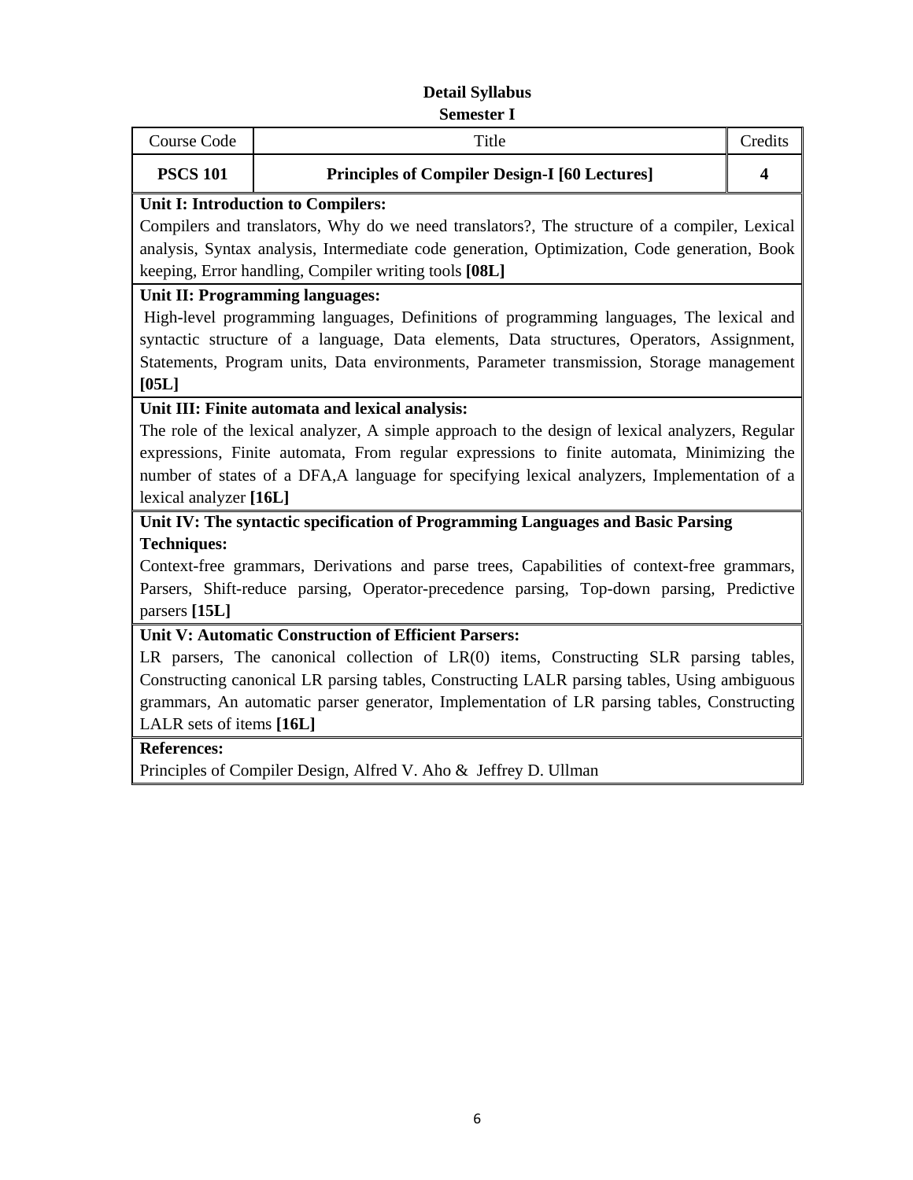## Detail Syllabus
### Semester I

| Course Code | Title | Credits |
|---|---|---|
| **PSCS 101** | **Principles of Compiler Design-I [60 Lectures]** | **4** |

**Unit I: Introduction to Compilers:**

Compilers and translators, Why do we need translators?, The structure of a compiler, Lexical analysis, Syntax analysis, Intermediate code generation, Optimization, Code generation, Book keeping, Error handling, Compiler writing tools **[08L]**

**Unit II: Programming languages:**

High-level programming languages, Definitions of programming languages, The lexical and syntactic structure of a language, Data elements, Data structures, Operators, Assignment, Statements, Program units, Data environments, Parameter transmission, Storage management **[05L]**

**Unit III: Finite automata and lexical analysis:**

The role of the lexical analyzer, A simple approach to the design of lexical analyzers, Regular expressions, Finite automata, From regular expressions to finite automata, Minimizing the number of states of a DFA,A language for specifying lexical analyzers, Implementation of a lexical analyzer **[16L]**

**Unit IV: The syntactic specification of Programming Languages and Basic Parsing Techniques:**

Context-free grammars, Derivations and parse trees, Capabilities of context-free grammars, Parsers, Shift-reduce parsing, Operator-precedence parsing, Top-down parsing, Predictive parsers **[15L]**

**Unit V: Automatic Construction of Efficient Parsers:**

LR parsers, The canonical collection of LR(0) items, Constructing SLR parsing tables, Constructing canonical LR parsing tables, Constructing LALR parsing tables, Using ambiguous grammars, An automatic parser generator, Implementation of LR parsing tables, Constructing LALR sets of items **[16L]**

**References:**

Principles of Compiler Design, Alfred V. Aho & Jeffrey D. Ullman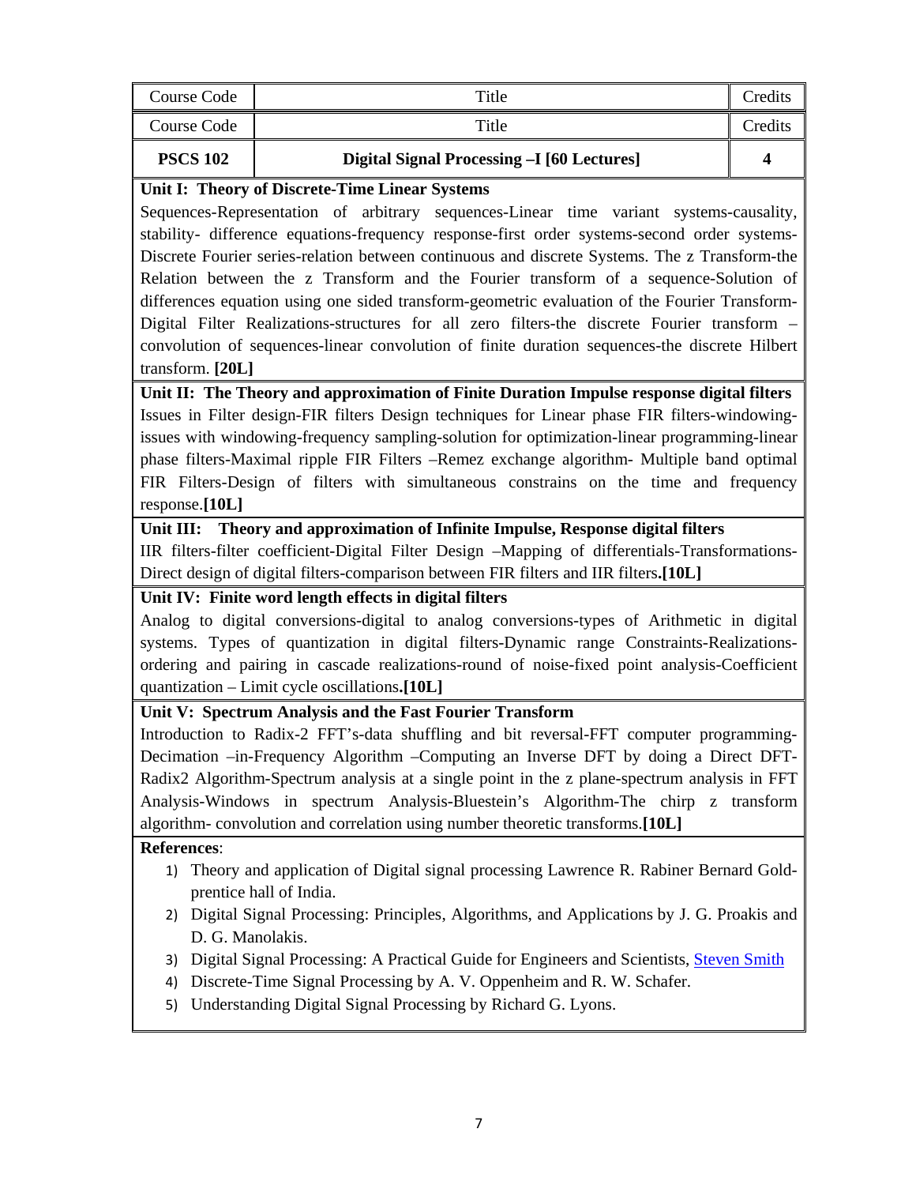| Course Code | Title | Credits |
|---|---|---|
| Course Code | Title | Credits |
| **PSCS 102** | **Digital Signal Processing –I [60 Lectures]** | **4** |

**Unit I: Theory of Discrete-Time Linear Systems**

Sequences-Representation of arbitrary sequences-Linear time variant systems-causality, stability- difference equations-frequency response-first order systems-second order systems-Discrete Fourier series-relation between continuous and discrete Systems. The z Transform-the Relation between the z Transform and the Fourier transform of a sequence-Solution of differences equation using one sided transform-geometric evaluation of the Fourier Transform-Digital Filter Realizations-structures for all zero filters-the discrete Fourier transform – convolution of sequences-linear convolution of finite duration sequences-the discrete Hilbert transform. **[20L]**

**Unit II: The Theory and approximation of Finite Duration Impulse response digital filters**

Issues in Filter design-FIR filters Design techniques for Linear phase FIR filters-windowing-issues with windowing-frequency sampling-solution for optimization-linear programming-linear phase filters-Maximal ripple FIR Filters –Remez exchange algorithm- Multiple band optimal FIR Filters-Design of filters with simultaneous constrains on the time and frequency response.**[10L]**

**Unit III: Theory and approximation of Infinite Impulse, Response digital filters**

IIR filters-filter coefficient-Digital Filter Design –Mapping of differentials-Transformations-Direct design of digital filters-comparison between FIR filters and IIR filters.**[10L]**

**Unit IV: Finite word length effects in digital filters**

Analog to digital conversions-digital to analog conversions-types of Arithmetic in digital systems. Types of quantization in digital filters-Dynamic range Constraints-Realizations-ordering and pairing in cascade realizations-round of noise-fixed point analysis-Coefficient quantization – Limit cycle oscillations.**[10L]**

**Unit V: Spectrum Analysis and the Fast Fourier Transform**

Introduction to Radix-2 FFT's-data shuffling and bit reversal-FFT computer programming-Decimation –in-Frequency Algorithm –Computing an Inverse DFT by doing a Direct DFT-Radix2 Algorithm-Spectrum analysis at a single point in the z plane-spectrum analysis in FFT Analysis-Windows in spectrum Analysis-Bluestein's Algorithm-The chirp z transform algorithm- convolution and correlation using number theoretic transforms.**[10L]**

**References**:

1) Theory and application of Digital signal processing Lawrence R. Rabiner Bernard Gold-prentice hall of India.
2) Digital Signal Processing: Principles, Algorithms, and Applications by J. G. Proakis and D. G. Manolakis.
3) Digital Signal Processing: A Practical Guide for Engineers and Scientists, Steven Smith
4) Discrete-Time Signal Processing by A. V. Oppenheim and R. W. Schafer.
5) Understanding Digital Signal Processing by Richard G. Lyons.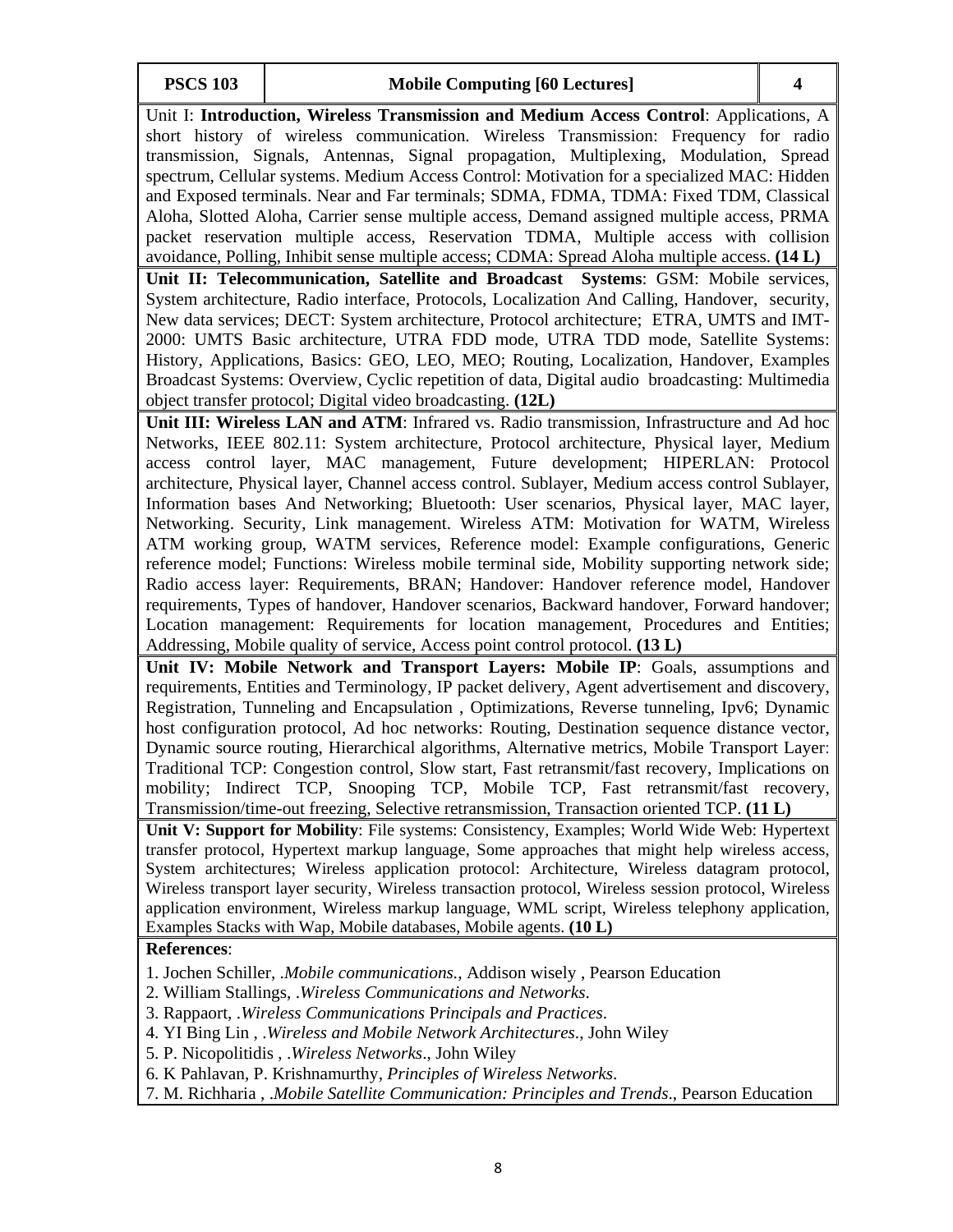| PSCS 103 | Mobile Computing [60 Lectures] | 4 |
|---|---|---|

Unit I: **Introduction, Wireless Transmission and Medium Access Control**: Applications, A short history of wireless communication. Wireless Transmission: Frequency for radio transmission, Signals, Antennas, Signal propagation, Multiplexing, Modulation, Spread spectrum, Cellular systems. Medium Access Control: Motivation for a specialized MAC: Hidden and Exposed terminals. Near and Far terminals; SDMA, FDMA, TDMA: Fixed TDM, Classical Aloha, Slotted Aloha, Carrier sense multiple access, Demand assigned multiple access, PRMA packet reservation multiple access, Reservation TDMA, Multiple access with collision avoidance, Polling, Inhibit sense multiple access; CDMA: Spread Aloha multiple access. **(14 L)**

**Unit II: Telecommunication, Satellite and Broadcast Systems**: GSM: Mobile services, System architecture, Radio interface, Protocols, Localization And Calling, Handover, security, New data services; DECT: System architecture, Protocol architecture; ETRA, UMTS and IMT-2000: UMTS Basic architecture, UTRA FDD mode, UTRA TDD mode, Satellite Systems: History, Applications, Basics: GEO, LEO, MEO; Routing, Localization, Handover, Examples Broadcast Systems: Overview, Cyclic repetition of data, Digital audio broadcasting: Multimedia object transfer protocol; Digital video broadcasting. **(12L)**

**Unit III: Wireless LAN and ATM**: Infrared vs. Radio transmission, Infrastructure and Ad hoc Networks, IEEE 802.11: System architecture, Protocol architecture, Physical layer, Medium access control layer, MAC management, Future development; HIPERLAN: Protocol architecture, Physical layer, Channel access control. Sublayer, Medium access control Sublayer, Information bases And Networking; Bluetooth: User scenarios, Physical layer, MAC layer, Networking. Security, Link management. Wireless ATM: Motivation for WATM, Wireless ATM working group, WATM services, Reference model: Example configurations, Generic reference model; Functions: Wireless mobile terminal side, Mobility supporting network side; Radio access layer: Requirements, BRAN; Handover: Handover reference model, Handover requirements, Types of handover, Handover scenarios, Backward handover, Forward handover; Location management: Requirements for location management, Procedures and Entities; Addressing, Mobile quality of service, Access point control protocol. **(13 L)**

**Unit IV: Mobile Network and Transport Layers: Mobile IP**: Goals, assumptions and requirements, Entities and Terminology, IP packet delivery, Agent advertisement and discovery, Registration, Tunneling and Encapsulation , Optimizations, Reverse tunneling, Ipv6; Dynamic host configuration protocol, Ad hoc networks: Routing, Destination sequence distance vector, Dynamic source routing, Hierarchical algorithms, Alternative metrics, Mobile Transport Layer: Traditional TCP: Congestion control, Slow start, Fast retransmit/fast recovery, Implications on mobility; Indirect TCP, Snooping TCP, Mobile TCP, Fast retransmit/fast recovery, Transmission/time-out freezing, Selective retransmission, Transaction oriented TCP. **(11 L)**

**Unit V: Support for Mobility**: File systems: Consistency, Examples; World Wide Web: Hypertext transfer protocol, Hypertext markup language, Some approaches that might help wireless access, System architectures; Wireless application protocol: Architecture, Wireless datagram protocol, Wireless transport layer security, Wireless transaction protocol, Wireless session protocol, Wireless application environment, Wireless markup language, WML script, Wireless telephony application, Examples Stacks with Wap, Mobile databases, Mobile agents. **(10 L)**

**References**:

1. Jochen Schiller, .*Mobile communications.*, Addison wisely , Pearson Education
2. William Stallings, .*Wireless Communications and Networks*.
3. Rappaort, .*Wireless Communications Principals and Practices*.
4. YI Bing Lin , .*Wireless and Mobile Network Architectures*., John Wiley
5. P. Nicopolitidis , .*Wireless Networks*., John Wiley
6. K Pahlavan, P. Krishnamurthy, *Principles of Wireless Networks*.
7. M. Richharia , .*Mobile Satellite Communication: Principles and Trends*., Pearson Education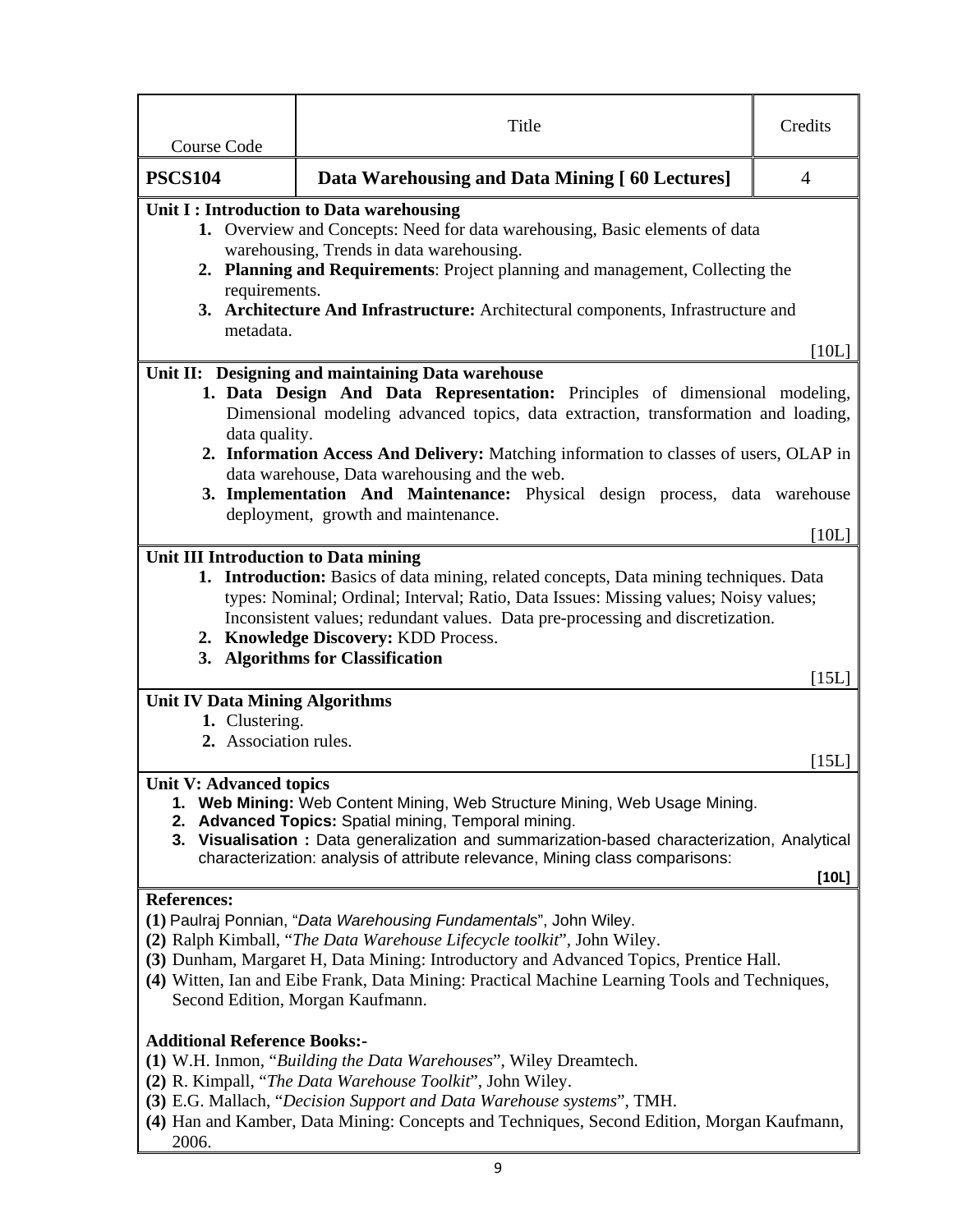| Course Code | Title | Credits |
| --- | --- | --- |
| **PSCS104** | **Data Warehousing and Data Mining [ 60 Lectures]** | 4 |

**Unit I : Introduction to Data warehousing**

1. Overview and Concepts: Need for data warehousing, Basic elements of data warehousing, Trends in data warehousing.
2. **Planning and Requirements**: Project planning and management, Collecting the requirements.
3. **Architecture And Infrastructure:** Architectural components, Infrastructure and metadata.

[10L]

**Unit II: Designing and maintaining Data warehouse**

1. **Data Design And Data Representation:** Principles of dimensional modeling, Dimensional modeling advanced topics, data extraction, transformation and loading, data quality.
2. **Information Access And Delivery:** Matching information to classes of users, OLAP in data warehouse, Data warehousing and the web.
3. **Implementation And Maintenance:** Physical design process, data warehouse deployment, growth and maintenance.

[10L]

**Unit III Introduction to Data mining**

1. **Introduction:** Basics of data mining, related concepts, Data mining techniques. Data types: Nominal; Ordinal; Interval; Ratio, Data Issues: Missing values; Noisy values; Inconsistent values; redundant values. Data pre-processing and discretization.
2. **Knowledge Discovery:** KDD Process.
3. **Algorithms for Classification**

[15L]

**Unit IV Data Mining Algorithms**

1. Clustering.
2. Association rules.

[15L]

**Unit V: Advanced topics**

1. **Web Mining:** Web Content Mining, Web Structure Mining, Web Usage Mining.
2. **Advanced Topics:** Spatial mining, Temporal mining.
3. **Visualisation :** Data generalization and summarization-based characterization, Analytical characterization: analysis of attribute relevance, Mining class comparisons:

**[10L]**

**References:**

**(1)** Paulraj Ponnian, "*Data Warehousing Fundamentals*", John Wiley.
**(2)** Ralph Kimball, "*The Data Warehouse Lifecycle toolkit*", John Wiley.
**(3)** Dunham, Margaret H, Data Mining: Introductory and Advanced Topics, Prentice Hall.
**(4)** Witten, Ian and Eibe Frank, Data Mining: Practical Machine Learning Tools and Techniques, Second Edition, Morgan Kaufmann.

**Additional Reference Books:-**

**(1)** W.H. Inmon, "*Building the Data Warehouses*", Wiley Dreamtech.
**(2)** R. Kimpall, "*The Data Warehouse Toolkit*", John Wiley.
**(3)** E.G. Mallach, "*Decision Support and Data Warehouse systems*", TMH.
**(4)** Han and Kamber, Data Mining: Concepts and Techniques, Second Edition, Morgan Kaufmann, 2006.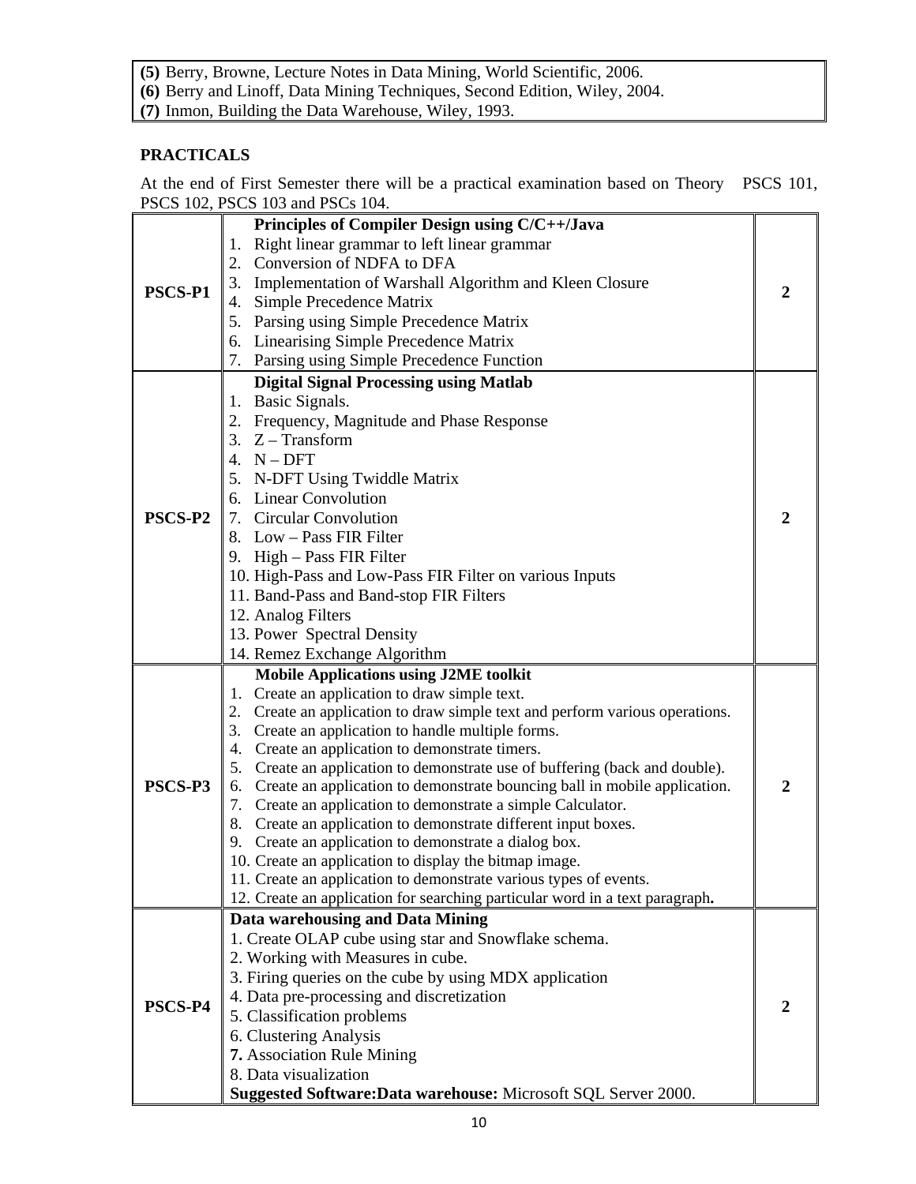| |
|---|
| **(5)** Berry, Browne, Lecture Notes in Data Mining, World Scientific, 2006. |
| **(6)** Berry and Linoff, Data Mining Techniques, Second Edition, Wiley, 2004. |
| **(7)** Inmon, Building the Data Warehouse, Wiley, 1993. |

## PRACTICALS

At the end of First Semester there will be a practical examination based on Theory PSCS 101, PSCS 102, PSCS 103 and PSCs 104.

| | | |
|---|---|---|
| **PSCS-P1** | **Principles of Compiler Design using C/C++/Java**<br>1. Right linear grammar to left linear grammar<br>2. Conversion of NDFA to DFA<br>3. Implementation of Warshall Algorithm and Kleen Closure<br>4. Simple Precedence Matrix<br>5. Parsing using Simple Precedence Matrix<br>6. Linearising Simple Precedence Matrix<br>7. Parsing using Simple Precedence Function | **2** |
| **PSCS-P2** | **Digital Signal Processing using Matlab**<br>1. Basic Signals.<br>2. Frequency, Magnitude and Phase Response<br>3. Z – Transform<br>4. N – DFT<br>5. N-DFT Using Twiddle Matrix<br>6. Linear Convolution<br>7. Circular Convolution<br>8. Low – Pass FIR Filter<br>9. High – Pass FIR Filter<br>10. High-Pass and Low-Pass FIR Filter on various Inputs<br>11. Band-Pass and Band-stop FIR Filters<br>12. Analog Filters<br>13. Power Spectral Density<br>14. Remez Exchange Algorithm | **2** |
| **PSCS-P3** | **Mobile Applications using J2ME toolkit**<br>1. Create an application to draw simple text.<br>2. Create an application to draw simple text and perform various operations.<br>3. Create an application to handle multiple forms.<br>4. Create an application to demonstrate timers.<br>5. Create an application to demonstrate use of buffering (back and double).<br>6. Create an application to demonstrate bouncing ball in mobile application.<br>7. Create an application to demonstrate a simple Calculator.<br>8. Create an application to demonstrate different input boxes.<br>9. Create an application to demonstrate a dialog box.<br>10. Create an application to display the bitmap image.<br>11. Create an application to demonstrate various types of events.<br>12. Create an application for searching particular word in a text paragraph**.** | **2** |
| **PSCS-P4** | **Data warehousing and Data Mining**<br>1. Create OLAP cube using star and Snowflake schema.<br>2. Working with Measures in cube.<br>3. Firing queries on the cube by using MDX application<br>4. Data pre-processing and discretization<br>5. Classification problems<br>6. Clustering Analysis<br>**7.** Association Rule Mining<br>8. Data visualization<br>**Suggested Software:Data warehouse:** Microsoft SQL Server 2000. | **2** |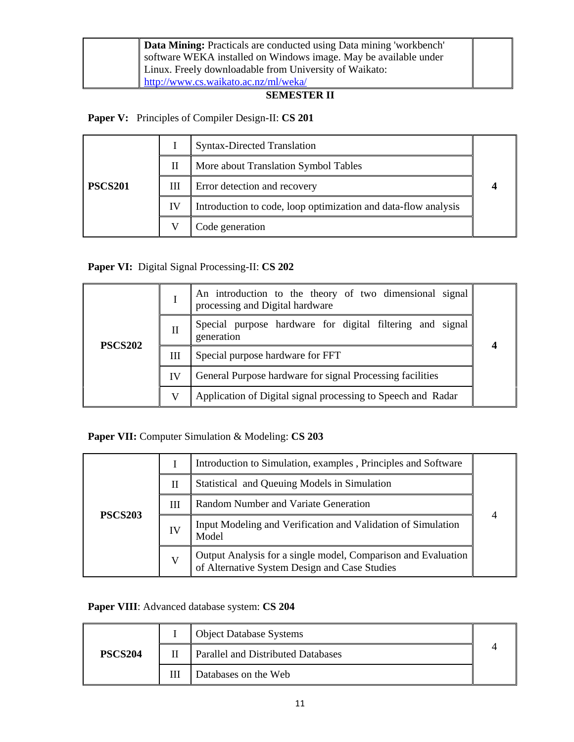| | **Data Mining:** Practicals are conducted using Data mining 'workbench' software WEKA installed on Windows image. May be available under Linux. Freely downloadable from University of Waikato: http://www.cs.waikato.ac.nz/ml/weka/ | |
|---|---|---|

## SEMESTER II

**Paper V:** Principles of Compiler Design-II: **CS 201**

| | | | |
|---|---|---|---|
| **PSCS201** | I | Syntax-Directed Translation | **4** |
| | II | More about Translation Symbol Tables | |
| | III | Error detection and recovery | |
| | IV | Introduction to code, loop optimization and data-flow analysis | |
| | V | Code generation | |

**Paper VI:** Digital Signal Processing-II: **CS 202**

| | | | |
|---|---|---|---|
| **PSCS202** | I | An introduction to the theory of two dimensional signal processing and Digital hardware | **4** |
| | II | Special purpose hardware for digital filtering and signal generation | |
| | III | Special purpose hardware for FFT | |
| | IV | General Purpose hardware for signal Processing facilities | |
| | V | Application of Digital signal processing to Speech and Radar | |

**Paper VII:** Computer Simulation & Modeling: **CS 203**

| | | | |
|---|---|---|---|
| **PSCS203** | I | Introduction to Simulation, examples , Principles and Software | 4 |
| | II | Statistical and Queuing Models in Simulation | |
| | III | Random Number and Variate Generation | |
| | IV | Input Modeling and Verification and Validation of Simulation Model | |
| | V | Output Analysis for a single model, Comparison and Evaluation of Alternative System Design and Case Studies | |

**Paper VIII**: Advanced database system: **CS 204**

| | | | |
|---|---|---|---|
| **PSCS204** | I | Object Database Systems | 4 |
| | II | Parallel and Distributed Databases | |
| | III | Databases on the Web | |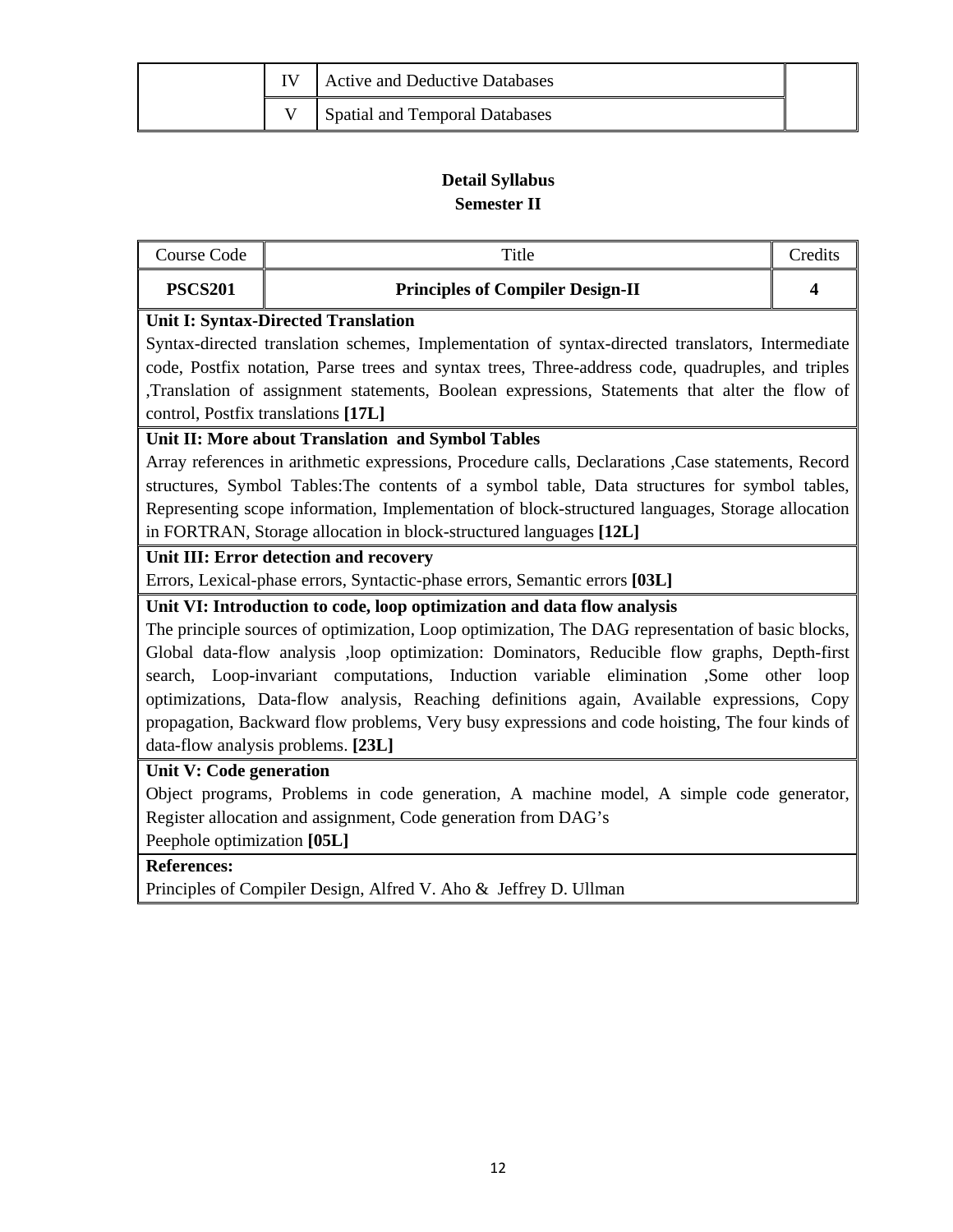| | | | |
|---|---|---|---|
| | IV | Active and Deductive Databases | |
| | V | Spatial and Temporal Databases | |

## Detail Syllabus

## Semester II

| Course Code | Title | Credits |
|---|---|---|
| **PSCS201** | **Principles of Compiler Design-II** | **4** |

**Unit I: Syntax-Directed Translation**

Syntax-directed translation schemes, Implementation of syntax-directed translators, Intermediate code, Postfix notation, Parse trees and syntax trees, Three-address code, quadruples, and triples ,Translation of assignment statements, Boolean expressions, Statements that alter the flow of control, Postfix translations **[17L]**

**Unit II: More about Translation and Symbol Tables**

Array references in arithmetic expressions, Procedure calls, Declarations ,Case statements, Record structures, Symbol Tables:The contents of a symbol table, Data structures for symbol tables, Representing scope information, Implementation of block-structured languages, Storage allocation in FORTRAN, Storage allocation in block-structured languages **[12L]**

**Unit III: Error detection and recovery**

Errors, Lexical-phase errors, Syntactic-phase errors, Semantic errors **[03L]**

**Unit VI: Introduction to code, loop optimization and data flow analysis**

The principle sources of optimization, Loop optimization, The DAG representation of basic blocks, Global data-flow analysis ,loop optimization: Dominators, Reducible flow graphs, Depth-first search, Loop-invariant computations, Induction variable elimination ,Some other loop optimizations, Data-flow analysis, Reaching definitions again, Available expressions, Copy propagation, Backward flow problems, Very busy expressions and code hoisting, The four kinds of data-flow analysis problems. **[23L]**

**Unit V: Code generation**

Object programs, Problems in code generation, A machine model, A simple code generator, Register allocation and assignment, Code generation from DAG's

Peephole optimization **[05L]**

**References:**

Principles of Compiler Design, Alfred V. Aho & Jeffrey D. Ullman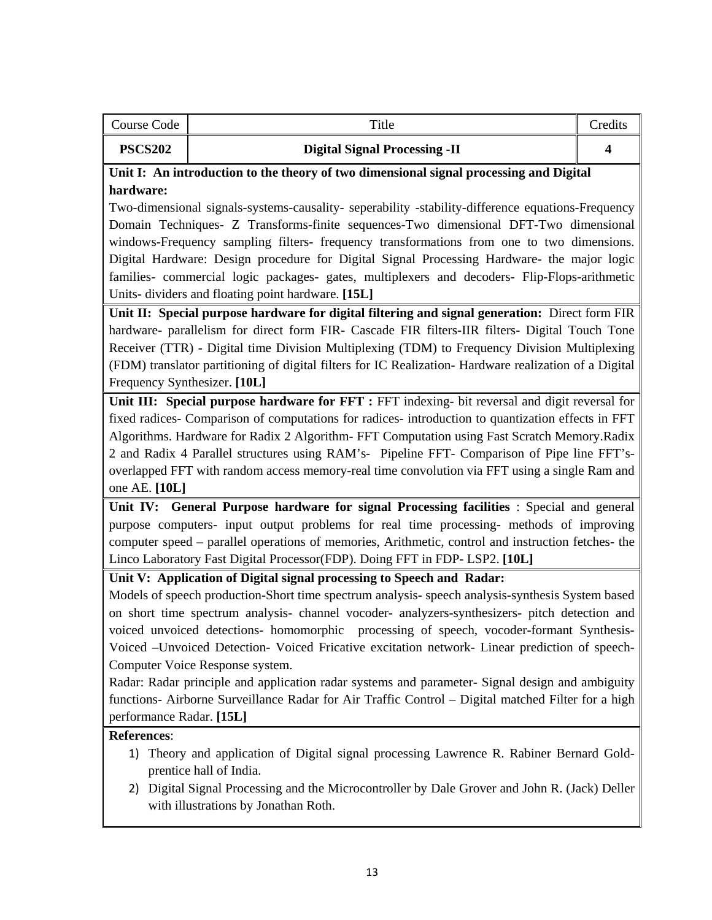| Course Code | Title | Credits |
| --- | --- | --- |
| **PSCS202** | **Digital Signal Processing -II** | **4** |

**Unit I: An introduction to the theory of two dimensional signal processing and Digital hardware:**
Two-dimensional signals-systems-causality- seperability -stability-difference equations-Frequency Domain Techniques- Z Transforms-finite sequences-Two dimensional DFT-Two dimensional windows-Frequency sampling filters- frequency transformations from one to two dimensions. Digital Hardware: Design procedure for Digital Signal Processing Hardware- the major logic families- commercial logic packages- gates, multiplexers and decoders- Flip-Flops-arithmetic Units- dividers and floating point hardware. **[15L]**

**Unit II: Special purpose hardware for digital filtering and signal generation:** Direct form FIR hardware- parallelism for direct form FIR- Cascade FIR filters-IIR filters- Digital Touch Tone Receiver (TTR) - Digital time Division Multiplexing (TDM) to Frequency Division Multiplexing (FDM) translator partitioning of digital filters for IC Realization- Hardware realization of a Digital Frequency Synthesizer. **[10L]**

**Unit III: Special purpose hardware for FFT :** FFT indexing- bit reversal and digit reversal for fixed radices- Comparison of computations for radices- introduction to quantization effects in FFT Algorithms. Hardware for Radix 2 Algorithm- FFT Computation using Fast Scratch Memory.Radix 2 and Radix 4 Parallel structures using RAM's- Pipeline FFT- Comparison of Pipe line FFT's-overlapped FFT with random access memory-real time convolution via FFT using a single Ram and one AE. **[10L]**

**Unit IV: General Purpose hardware for signal Processing facilities** : Special and general purpose computers- input output problems for real time processing- methods of improving computer speed – parallel operations of memories, Arithmetic, control and instruction fetches- the Linco Laboratory Fast Digital Processor(FDP). Doing FFT in FDP- LSP2. **[10L]**

**Unit V: Application of Digital signal processing to Speech and Radar:**
Models of speech production-Short time spectrum analysis- speech analysis-synthesis System based on short time spectrum analysis- channel vocoder- analyzers-synthesizers- pitch detection and voiced unvoiced detections- homomorphic processing of speech, vocoder-formant Synthesis-Voiced –Unvoiced Detection- Voiced Fricative excitation network- Linear prediction of speech-Computer Voice Response system.
Radar: Radar principle and application radar systems and parameter- Signal design and ambiguity functions- Airborne Surveillance Radar for Air Traffic Control – Digital matched Filter for a high performance Radar. **[15L]**

**References**:

1) Theory and application of Digital signal processing Lawrence R. Rabiner Bernard Gold-prentice hall of India.
2) Digital Signal Processing and the Microcontroller by Dale Grover and John R. (Jack) Deller with illustrations by Jonathan Roth.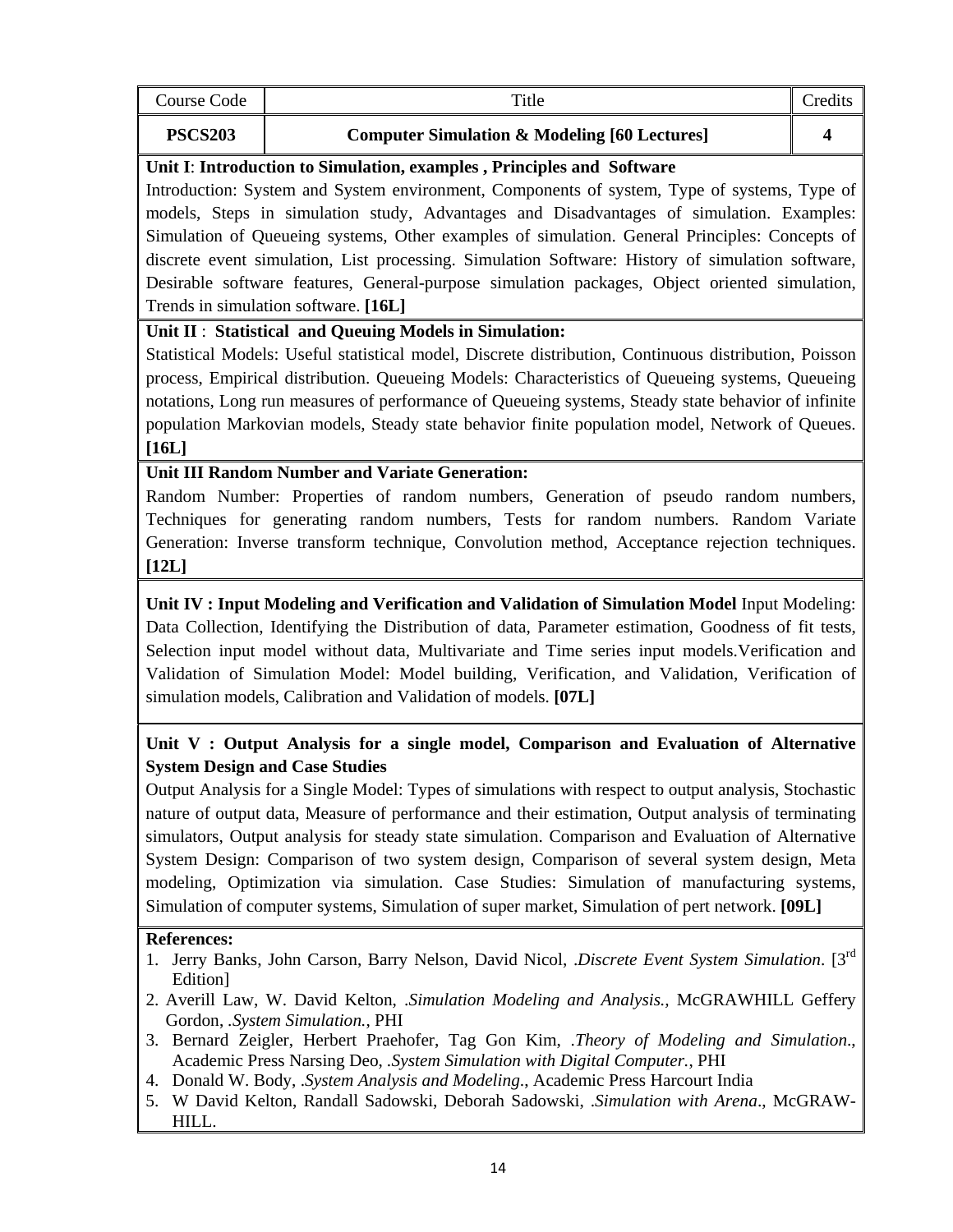| Course Code | Title | Credits |
|---|---|---|
| **PSCS203** | **Computer Simulation & Modeling [60 Lectures]** | **4** |

**Unit I**: **Introduction to Simulation, examples , Principles and Software**

Introduction: System and System environment, Components of system, Type of systems, Type of models, Steps in simulation study, Advantages and Disadvantages of simulation. Examples: Simulation of Queueing systems, Other examples of simulation. General Principles: Concepts of discrete event simulation, List processing. Simulation Software: History of simulation software, Desirable software features, General-purpose simulation packages, Object oriented simulation, Trends in simulation software. **[16L]**

**Unit II** : **Statistical and Queuing Models in Simulation:**

Statistical Models: Useful statistical model, Discrete distribution, Continuous distribution, Poisson process, Empirical distribution. Queueing Models: Characteristics of Queueing systems, Queueing notations, Long run measures of performance of Queueing systems, Steady state behavior of infinite population Markovian models, Steady state behavior finite population model, Network of Queues. **[16L]**

**Unit III Random Number and Variate Generation:**

Random Number: Properties of random numbers, Generation of pseudo random numbers, Techniques for generating random numbers, Tests for random numbers. Random Variate Generation: Inverse transform technique, Convolution method, Acceptance rejection techniques. **[12L]**

**Unit IV : Input Modeling and Verification and Validation of Simulation Model** Input Modeling: Data Collection, Identifying the Distribution of data, Parameter estimation, Goodness of fit tests, Selection input model without data, Multivariate and Time series input models.Verification and Validation of Simulation Model: Model building, Verification, and Validation, Verification of simulation models, Calibration and Validation of models. **[07L]**

**Unit V : Output Analysis for a single model, Comparison and Evaluation of Alternative System Design and Case Studies**

Output Analysis for a Single Model: Types of simulations with respect to output analysis, Stochastic nature of output data, Measure of performance and their estimation, Output analysis of terminating simulators, Output analysis for steady state simulation. Comparison and Evaluation of Alternative System Design: Comparison of two system design, Comparison of several system design, Meta modeling, Optimization via simulation. Case Studies: Simulation of manufacturing systems, Simulation of computer systems, Simulation of super market, Simulation of pert network. **[09L]**

**References:**

1. Jerry Banks, John Carson, Barry Nelson, David Nicol, .*Discrete Event System Simulation*. [3rd Edition]
2. Averill Law, W. David Kelton, .*Simulation Modeling and Analysis.*, McGRAWHILL Geffery Gordon, .*System Simulation.*, PHI
3. Bernard Zeigler, Herbert Praehofer, Tag Gon Kim, .*Theory of Modeling and Simulation*., Academic Press Narsing Deo, .*System Simulation with Digital Computer.*, PHI
4. Donald W. Body, .*System Analysis and Modeling*., Academic Press Harcourt India
5. W David Kelton, Randall Sadowski, Deborah Sadowski, .*Simulation with Arena*., McGRAW-HILL.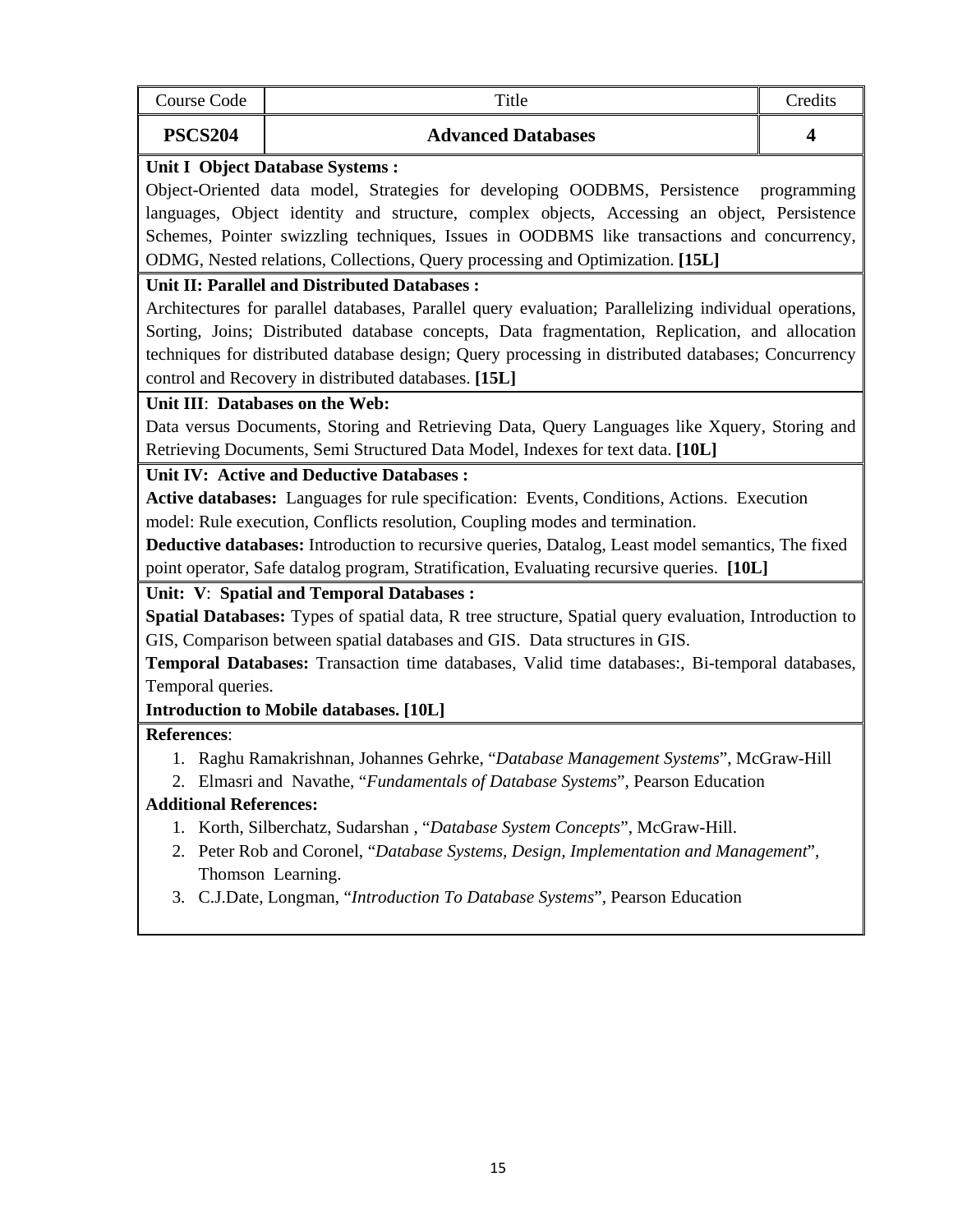| Course Code | Title | Credits |
| --- | --- | --- |
| **PSCS204** | **Advanced Databases** | **4** |

**Unit I Object Database Systems :**

Object-Oriented data model, Strategies for developing OODBMS, Persistence programming languages, Object identity and structure, complex objects, Accessing an object, Persistence Schemes, Pointer swizzling techniques, Issues in OODBMS like transactions and concurrency, ODMG, Nested relations, Collections, Query processing and Optimization. **[15L]**

**Unit II: Parallel and Distributed Databases :**

Architectures for parallel databases, Parallel query evaluation; Parallelizing individual operations, Sorting, Joins; Distributed database concepts, Data fragmentation, Replication, and allocation techniques for distributed database design; Query processing in distributed databases; Concurrency control and Recovery in distributed databases. **[15L]**

**Unit III**: **Databases on the Web:**

Data versus Documents, Storing and Retrieving Data, Query Languages like Xquery, Storing and Retrieving Documents, Semi Structured Data Model, Indexes for text data. **[10L]**

**Unit IV: Active and Deductive Databases :**

**Active databases:** Languages for rule specification: Events, Conditions, Actions. Execution model: Rule execution, Conflicts resolution, Coupling modes and termination.

**Deductive databases:** Introduction to recursive queries, Datalog, Least model semantics, The fixed point operator, Safe datalog program, Stratification, Evaluating recursive queries. **[10L]**

**Unit: V**: **Spatial and Temporal Databases :**

**Spatial Databases:** Types of spatial data, R tree structure, Spatial query evaluation, Introduction to GIS, Comparison between spatial databases and GIS. Data structures in GIS.

**Temporal Databases:** Transaction time databases, Valid time databases:, Bi-temporal databases, Temporal queries.

**Introduction to Mobile databases. [10L]**

**References**:

1. Raghu Ramakrishnan, Johannes Gehrke, "*Database Management Systems*", McGraw-Hill
2. Elmasri and Navathe, "*Fundamentals of Database Systems*", Pearson Education

**Additional References:**

1. Korth, Silberchatz, Sudarshan , "*Database System Concepts*", McGraw-Hill.
2. Peter Rob and Coronel, "*Database Systems, Design, Implementation and Management*", Thomson Learning.
3. C.J.Date, Longman, "*Introduction To Database Systems*", Pearson Education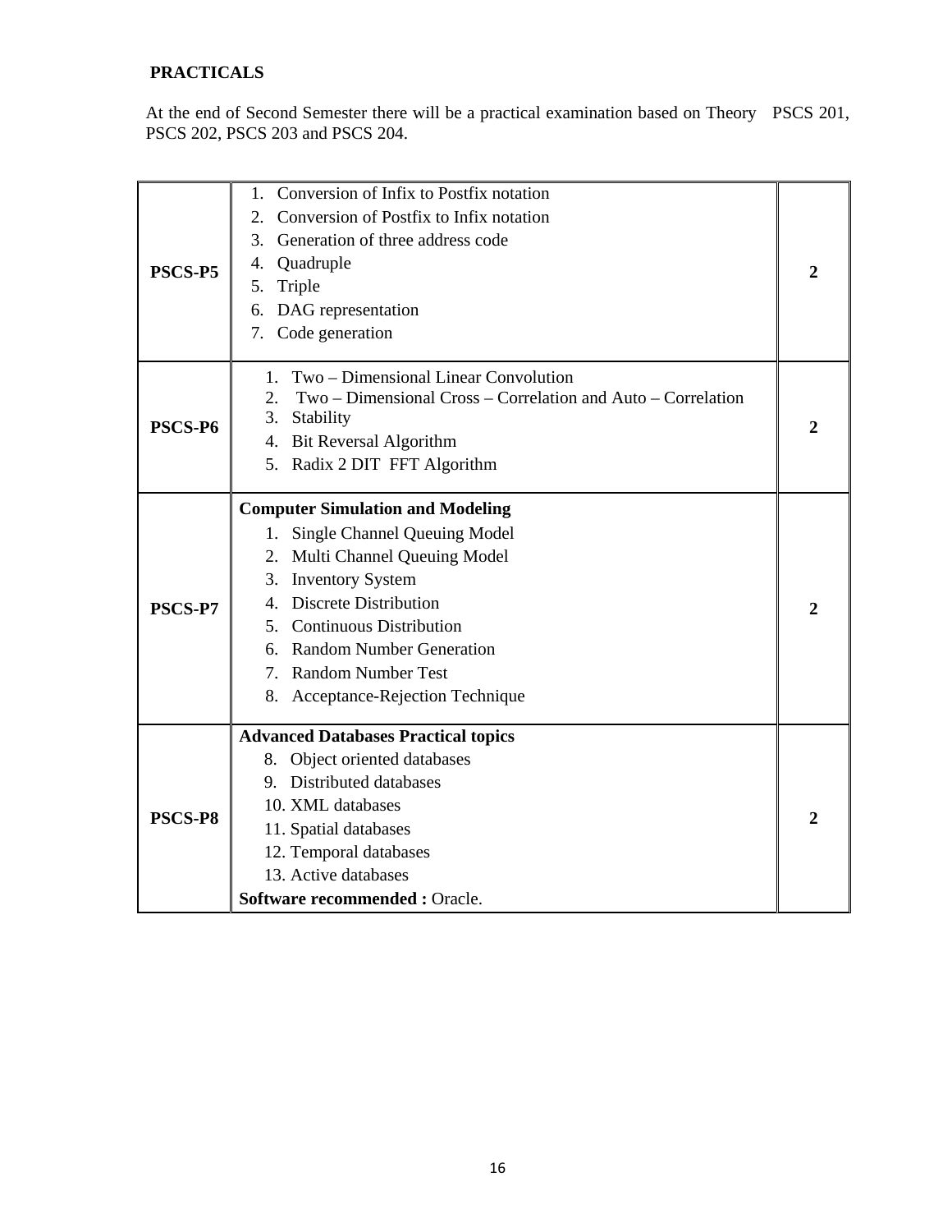**PRACTICALS**

At the end of Second Semester there will be a practical examination based on Theory PSCS 201, PSCS 202, PSCS 203 and PSCS 204.

| | | |
|---|---|---|
| **PSCS-P5** | 1. Conversion of Infix to Postfix notation<br>2. Conversion of Postfix to Infix notation<br>3. Generation of three address code<br>4. Quadruple<br>5. Triple<br>6. DAG representation<br>7. Code generation | **2** |
| **PSCS-P6** | 1. Two – Dimensional Linear Convolution<br>2. Two – Dimensional Cross – Correlation and Auto – Correlation<br>3. Stability<br>4. Bit Reversal Algorithm<br>5. Radix 2 DIT FFT Algorithm | **2** |
| **PSCS-P7** | **Computer Simulation and Modeling**<br>1. Single Channel Queuing Model<br>2. Multi Channel Queuing Model<br>3. Inventory System<br>4. Discrete Distribution<br>5. Continuous Distribution<br>6. Random Number Generation<br>7. Random Number Test<br>8. Acceptance-Rejection Technique | **2** |
| **PSCS-P8** | **Advanced Databases Practical topics**<br>8. Object oriented databases<br>9. Distributed databases<br>10. XML databases<br>11. Spatial databases<br>12. Temporal databases<br>13. Active databases<br>**Software recommended :** Oracle. | **2** |